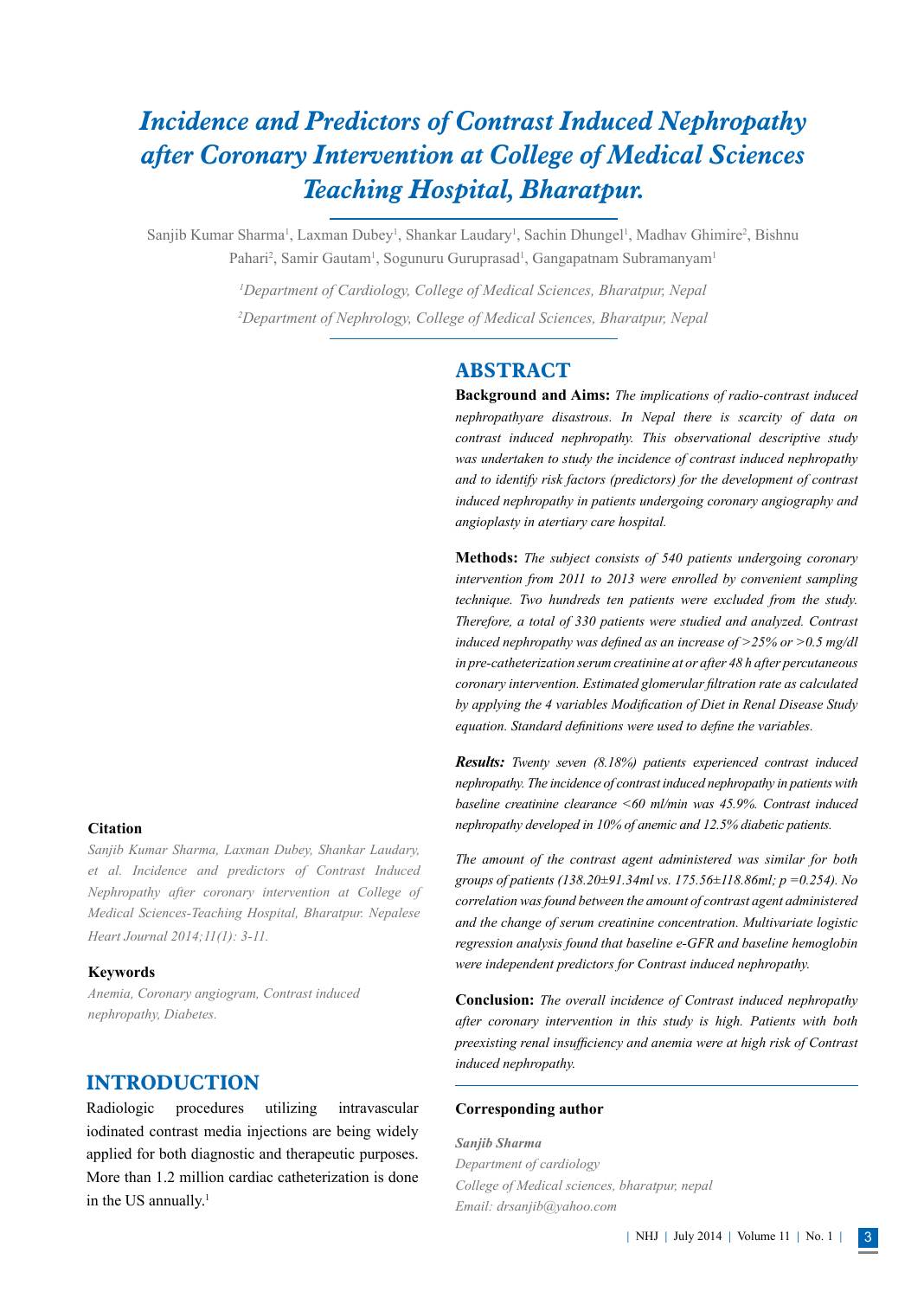# Incidence and Predictors of Contrast Induced Nephropathy after Coronary Intervention at College of Medical Sciences Teaching Hospital, Bharatpur.

Sanjib Kumar Sharma[1], Laxman Dubey[1], Shankar Laudary[1], Sachin Dhungel[1], Madhav Ghimire[2], Bishnu Pahari[2], Samir Gautam[1], Sogunuru Guruprasad[1], Gangapatnam Subramanyam[1]

*[1]Department of Cardiology, College of Medical Sciences, Bharatpur, Nepal*

*[2]Department of Nephrology, College of Medical Sciences, Bharatpur, Nepal*

## ABSTRACT

**Background and Aims:** *The implications of radio-contrast induced nephropathyare disastrous. In Nepal there is scarcity of data on contrast induced nephropathy. This observational descriptive study was undertaken to study the incidence of contrast induced nephropathy and to identify risk factors (predictors) for the development of contrast induced nephropathy in patients undergoing coronary angiography and angioplasty in atertiary care hospital.*

**Methods:** *The subject consists of 540 patients undergoing coronary intervention from 2011 to 2013 were enrolled by convenient sampling technique. Two hundreds ten patients were excluded from the study. Therefore, a total of 330 patients were studied and analyzed. Contrast induced nephropathy was defined as an increase of >25% or >0.5 mg/dl in pre-catheterization serum creatinine at or after 48 h after percutaneous coronary intervention. Estimated glomerular filtration rate as calculated by applying the 4 variables Modification of Diet in Renal Disease Study equation. Standard definitions were used to define the variables.*

***Results:*** *Twenty seven (8.18%) patients experienced contrast induced nephropathy. The incidence of contrast induced nephropathy in patients with baseline creatinine clearance <60 ml/min was 45.9%. Contrast induced nephropathy developed in 10% of anemic and 12.5% diabetic patients.*

*The amount of the contrast agent administered was similar for both groups of patients (138.20±91.34ml vs. 175.56±118.86ml; p =0.254). No correlation was found between the amount of contrast agent administered and the change of serum creatinine concentration. Multivariate logistic regression analysis found that baseline e-GFR and baseline hemoglobin were independent predictors for Contrast induced nephropathy.*

**Conclusion:** *The overall incidence of Contrast induced nephropathy after coronary intervention in this study is high. Patients with both preexisting renal insufficiency and anemia were at high risk of Contrast induced nephropathy.*

**Corresponding author**

***Sanjib Sharma***
*Department of cardiology*
*College of Medical sciences, bharatpur, nepal*
*Email: drsanjib@yahoo.com*

**Citation**

*Sanjib Kumar Sharma, Laxman Dubey, Shankar Laudary, et al. Incidence and predictors of Contrast Induced Nephropathy after coronary intervention at College of Medical Sciences-Teaching Hospital, Bharatpur. Nepalese Heart Journal 2014;11(1): 3-11.*

**Keywords**

*Anemia, Coronary angiogram, Contrast induced nephropathy, Diabetes.*

## INTRODUCTION

Radiologic procedures utilizing intravascular iodinated contrast media injections are being widely applied for both diagnostic and therapeutic purposes. More than 1.2 million cardiac catheterization is done in the US annually.[1]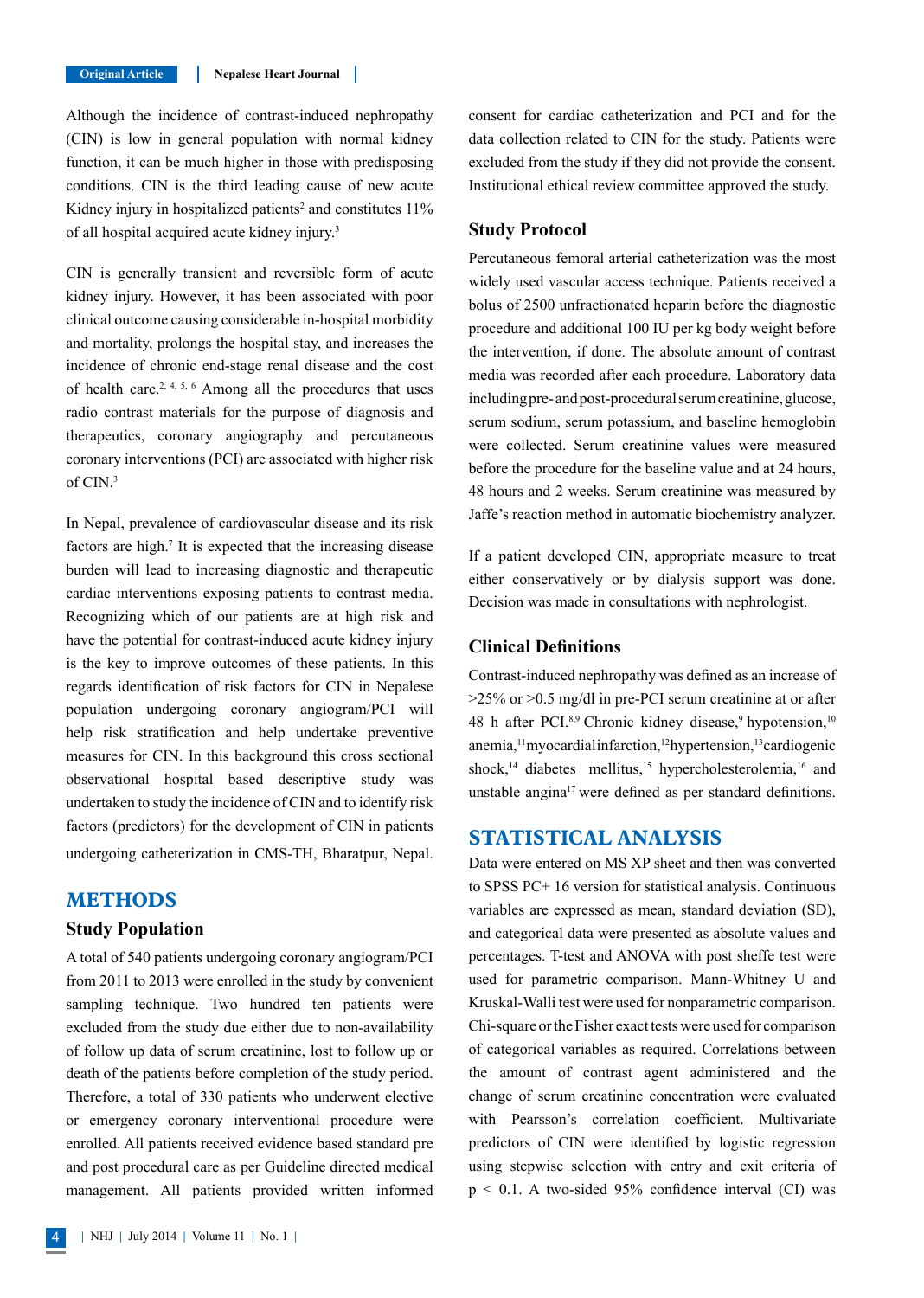Although the incidence of contrast-induced nephropathy (CIN) is low in general population with normal kidney function, it can be much higher in those with predisposing conditions. CIN is the third leading cause of new acute Kidney injury in hospitalized patients[2] and constitutes 11% of all hospital acquired acute kidney injury.[3]

CIN is generally transient and reversible form of acute kidney injury. However, it has been associated with poor clinical outcome causing considerable in-hospital morbidity and mortality, prolongs the hospital stay, and increases the incidence of chronic end-stage renal disease and the cost of health care.[2, 4, 5, 6] Among all the procedures that uses radio contrast materials for the purpose of diagnosis and therapeutics, coronary angiography and percutaneous coronary interventions (PCI) are associated with higher risk of CIN.[3]

In Nepal, prevalence of cardiovascular disease and its risk factors are high.[7] It is expected that the increasing disease burden will lead to increasing diagnostic and therapeutic cardiac interventions exposing patients to contrast media. Recognizing which of our patients are at high risk and have the potential for contrast-induced acute kidney injury is the key to improve outcomes of these patients. In this regards identification of risk factors for CIN in Nepalese population undergoing coronary angiogram/PCI will help risk stratification and help undertake preventive measures for CIN. In this background this cross sectional observational hospital based descriptive study was undertaken to study the incidence of CIN and to identify risk factors (predictors) for the development of CIN in patients undergoing catheterization in CMS-TH, Bharatpur, Nepal.

## METHODS

### Study Population

A total of 540 patients undergoing coronary angiogram/PCI from 2011 to 2013 were enrolled in the study by convenient sampling technique. Two hundred ten patients were excluded from the study due either due to non-availability of follow up data of serum creatinine, lost to follow up or death of the patients before completion of the study period. Therefore, a total of 330 patients who underwent elective or emergency coronary interventional procedure were enrolled. All patients received evidence based standard pre and post procedural care as per Guideline directed medical management. All patients provided written informed consent for cardiac catheterization and PCI and for the data collection related to CIN for the study. Patients were excluded from the study if they did not provide the consent. Institutional ethical review committee approved the study.

### Study Protocol

Percutaneous femoral arterial catheterization was the most widely used vascular access technique. Patients received a bolus of 2500 unfractionated heparin before the diagnostic procedure and additional 100 IU per kg body weight before the intervention, if done. The absolute amount of contrast media was recorded after each procedure. Laboratory data including pre- and post-procedural serum creatinine, glucose, serum sodium, serum potassium, and baseline hemoglobin were collected. Serum creatinine values were measured before the procedure for the baseline value and at 24 hours, 48 hours and 2 weeks. Serum creatinine was measured by Jaffe's reaction method in automatic biochemistry analyzer.

If a patient developed CIN, appropriate measure to treat either conservatively or by dialysis support was done. Decision was made in consultations with nephrologist.

### Clinical Definitions

Contrast-induced nephropathy was defined as an increase of >25% or >0.5 mg/dl in pre-PCI serum creatinine at or after 48 h after PCI.[8,9] Chronic kidney disease,[9] hypotension,[10] anemia,[11] myocardial infarction,[12] hypertension,[13] cardiogenic shock,[14] diabetes mellitus,[15] hypercholesterolemia,[16] and unstable angina[17] were defined as per standard definitions.

## STATISTICAL ANALYSIS

Data were entered on MS XP sheet and then was converted to SPSS PC+ 16 version for statistical analysis. Continuous variables are expressed as mean, standard deviation (SD), and categorical data were presented as absolute values and percentages. T-test and ANOVA with post sheffe test were used for parametric comparison. Mann-Whitney U and Kruskal-Walli test were used for nonparametric comparison. Chi-square or the Fisher exact tests were used for comparison of categorical variables as required. Correlations between the amount of contrast agent administered and the change of serum creatinine concentration were evaluated with Pearsson's correlation coefficient. Multivariate predictors of CIN were identified by logistic regression using stepwise selection with entry and exit criteria of $p < 0.1$. A two-sided 95% confidence interval (CI) was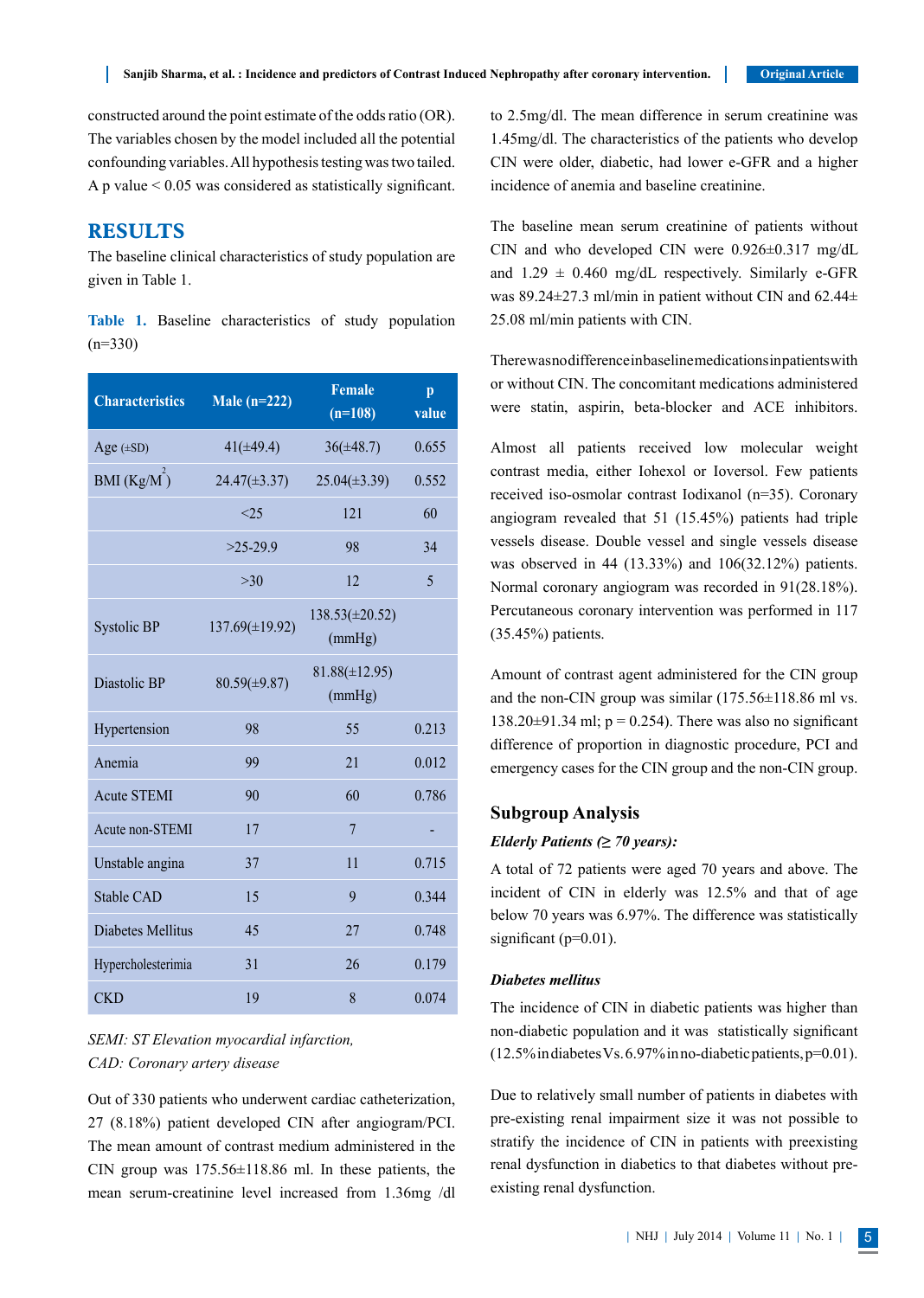constructed around the point estimate of the odds ratio (OR). The variables chosen by the model included all the potential confounding variables. All hypothesis testing was two tailed. A p value < 0.05 was considered as statistically significant.

## RESULTS

The baseline clinical characteristics of study population are given in Table 1.

**Table 1.** Baseline characteristics of study population (n=330)

| Characteristics | Male (n=222) | Female (n=108) | p value |
|---|---|---|---|
| Age (±SD) | 41(±49.4) | 36(±48.7) | 0.655 |
| BMI (Kg/M$^2$) | 24.47(±3.37) | 25.04(±3.39) | 0.552 |
| | <25 | 121 | 60 |
| | >25-29.9 | 98 | 34 |
| | >30 | 12 | 5 |
| Systolic BP | 137.69(±19.92) | 138.53(±20.52) (mmHg) | |
| Diastolic BP | 80.59(±9.87) | 81.88(±12.95) (mmHg) | |
| Hypertension | 98 | 55 | 0.213 |
| Anemia | 99 | 21 | 0.012 |
| Acute STEMI | 90 | 60 | 0.786 |
| Acute non-STEMI | 17 | 7 | - |
| Unstable angina | 37 | 11 | 0.715 |
| Stable CAD | 15 | 9 | 0.344 |
| Diabetes Mellitus | 45 | 27 | 0.748 |
| Hypercholesterimia | 31 | 26 | 0.179 |
| CKD | 19 | 8 | 0.074 |

*SEMI: ST Elevation myocardial infarction,*
*CAD: Coronary artery disease*

Out of 330 patients who underwent cardiac catheterization, 27 (8.18%) patient developed CIN after angiogram/PCI. The mean amount of contrast medium administered in the CIN group was 175.56±118.86 ml. In these patients, the mean serum-creatinine level increased from 1.36mg /dl to 2.5mg/dl. The mean difference in serum creatinine was 1.45mg/dl. The characteristics of the patients who develop CIN were older, diabetic, had lower e-GFR and a higher incidence of anemia and baseline creatinine.

The baseline mean serum creatinine of patients without CIN and who developed CIN were 0.926±0.317 mg/dL and 1.29 ± 0.460 mg/dL respectively. Similarly e-GFR was 89.24±27.3 ml/min in patient without CIN and 62.44± 25.08 ml/min patients with CIN.

There was no difference in baseline medications in patients with or without CIN. The concomitant medications administered were statin, aspirin, beta-blocker and ACE inhibitors.

Almost all patients received low molecular weight contrast media, either Iohexol or Ioversol. Few patients received iso-osmolar contrast Iodixanol (n=35). Coronary angiogram revealed that 51 (15.45%) patients had triple vessels disease. Double vessel and single vessels disease was observed in 44 (13.33%) and 106(32.12%) patients. Normal coronary angiogram was recorded in 91(28.18%). Percutaneous coronary intervention was performed in 117 (35.45%) patients.

Amount of contrast agent administered for the CIN group and the non-CIN group was similar (175.56±118.86 ml vs. 138.20±91.34 ml; p = 0.254). There was also no significant difference of proportion in diagnostic procedure, PCI and emergency cases for the CIN group and the non-CIN group.

### Subgroup Analysis

***Elderly Patients (≥ 70 years):***

A total of 72 patients were aged 70 years and above. The incident of CIN in elderly was 12.5% and that of age below 70 years was 6.97%. The difference was statistically significant (p=0.01).

***Diabetes mellitus***

The incidence of CIN in diabetic patients was higher than non-diabetic population and it was statistically significant (12.5% in diabetes Vs. 6.97% in no-diabetic patients, p=0.01).

Due to relatively small number of patients in diabetes with pre-existing renal impairment size it was not possible to stratify the incidence of CIN in patients with preexisting renal dysfunction in diabetics to that diabetes without pre-existing renal dysfunction.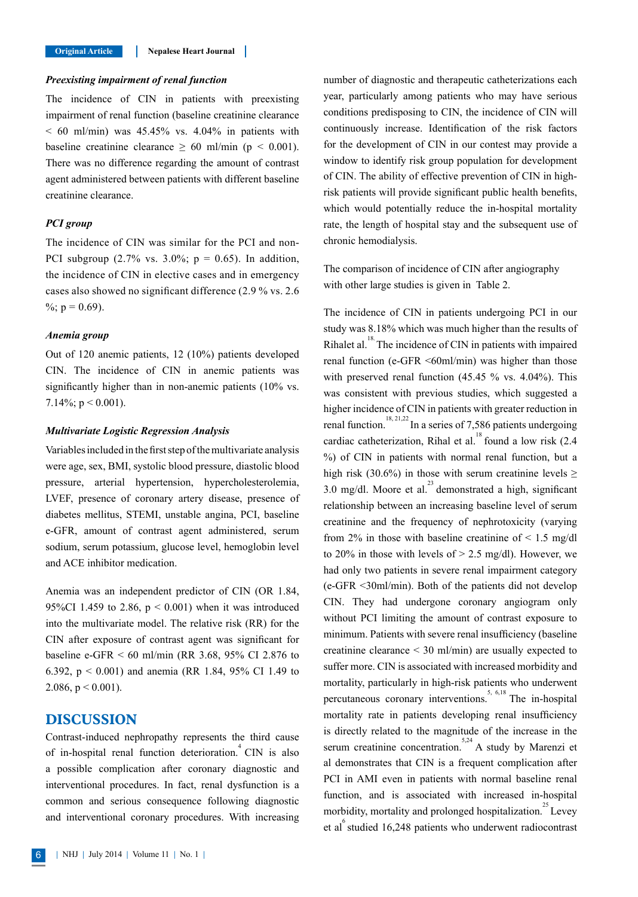### *Preexisting impairment of renal function*

The incidence of CIN in patients with preexisting impairment of renal function (baseline creatinine clearance < 60 ml/min) was 45.45% vs. 4.04% in patients with baseline creatinine clearance ≥ 60 ml/min (p < 0.001). There was no difference regarding the amount of contrast agent administered between patients with different baseline creatinine clearance.

### *PCI group*

The incidence of CIN was similar for the PCI and non-PCI subgroup (2.7% vs. 3.0%; p = 0.65). In addition, the incidence of CIN in elective cases and in emergency cases also showed no significant difference (2.9 % vs. 2.6 %; p = 0.69).

### *Anemia group*

Out of 120 anemic patients, 12 (10%) patients developed CIN. The incidence of CIN in anemic patients was significantly higher than in non-anemic patients (10% vs. 7.14%; p < 0.001).

### *Multivariate Logistic Regression Analysis*

Variables included in the first step of the multivariate analysis were age, sex, BMI, systolic blood pressure, diastolic blood pressure, arterial hypertension, hypercholesterolemia, LVEF, presence of coronary artery disease, presence of diabetes mellitus, STEMI, unstable angina, PCI, baseline e-GFR, amount of contrast agent administered, serum sodium, serum potassium, glucose level, hemoglobin level and ACE inhibitor medication.

Anemia was an independent predictor of CIN (OR 1.84, 95%CI 1.459 to 2.86, p < 0.001) when it was introduced into the multivariate model. The relative risk (RR) for the CIN after exposure of contrast agent was significant for baseline e-GFR < 60 ml/min (RR 3.68, 95% CI 2.876 to 6.392, p < 0.001) and anemia (RR 1.84, 95% CI 1.49 to 2.086, p < 0.001).

## DISCUSSION

Contrast-induced nephropathy represents the third cause of in-hospital renal function deterioration.[4] CIN is also a possible complication after coronary diagnostic and interventional procedures. In fact, renal dysfunction is a common and serious consequence following diagnostic and interventional coronary procedures. With increasing number of diagnostic and therapeutic catheterizations each year, particularly among patients who may have serious conditions predisposing to CIN, the incidence of CIN will continuously increase. Identification of the risk factors for the development of CIN in our contest may provide a window to identify risk group population for development of CIN. The ability of effective prevention of CIN in high-risk patients will provide significant public health benefits, which would potentially reduce the in-hospital mortality rate, the length of hospital stay and the subsequent use of chronic hemodialysis.

The comparison of incidence of CIN after angiography with other large studies is given in Table 2.

The incidence of CIN in patients undergoing PCI in our study was 8.18% which was much higher than the results of Rihalet al.[18.] The incidence of CIN in patients with impaired renal function (e-GFR <60ml/min) was higher than those with preserved renal function (45.45 % vs. 4.04%). This was consistent with previous studies, which suggested a higher incidence of CIN in patients with greater reduction in renal function.[18, 21,22] In a series of 7,586 patients undergoing cardiac catheterization, Rihal et al.[18] found a low risk (2.4 %) of CIN in patients with normal renal function, but a high risk (30.6%) in those with serum creatinine levels ≥ 3.0 mg/dl. Moore et al.[23] demonstrated a high, significant relationship between an increasing baseline level of serum creatinine and the frequency of nephrotoxicity (varying from 2% in those with baseline creatinine of < 1.5 mg/dl to 20% in those with levels of > 2.5 mg/dl). However, we had only two patients in severe renal impairment category (e-GFR <30ml/min). Both of the patients did not develop CIN. They had undergone coronary angiogram only without PCI limiting the amount of contrast exposure to minimum. Patients with severe renal insufficiency (baseline creatinine clearance < 30 ml/min) are usually expected to suffer more. CIN is associated with increased morbidity and mortality, particularly in high-risk patients who underwent percutaneous coronary interventions.[5, 6,18] The in-hospital mortality rate in patients developing renal insufficiency is directly related to the magnitude of the increase in the serum creatinine concentration.[5,24] A study by Marenzi et al demonstrates that CIN is a frequent complication after PCI in AMI even in patients with normal baseline renal function, and is associated with increased in-hospital morbidity, mortality and prolonged hospitalization.[25] Levey et al[6] studied 16,248 patients who underwent radiocontrast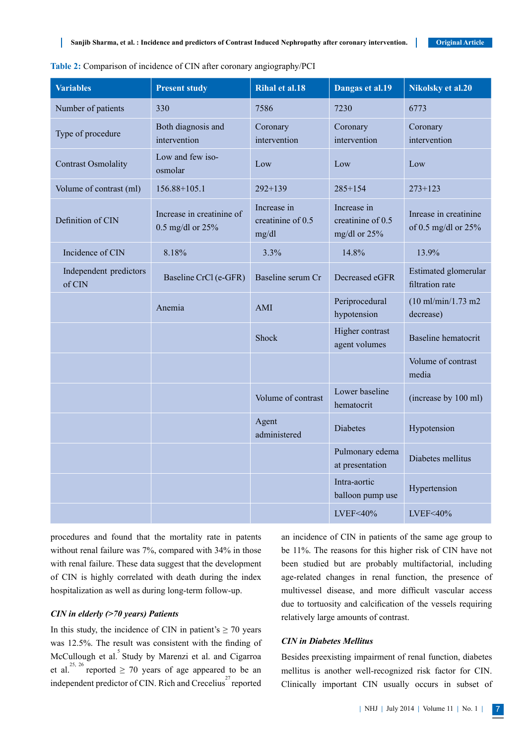**Table 2:** Comparison of incidence of CIN after coronary angiography/PCI

| Variables | Present study | Rihal et al.18 | Dangas et al.19 | Nikolsky et al.20 |
|---|---|---|---|---|
| Number of patients | 330 | 7586 | 7230 | 6773 |
| Type of procedure | Both diagnosis and intervention | Coronary intervention | Coronary intervention | Coronary intervention |
| Contrast Osmolality | Low and few iso-osmolar | Low | Low | Low |
| Volume of contrast (ml) | 156.88+105.1 | 292+139 | 285+154 | 273+123 |
| Definition of CIN | Increase in creatinine of 0.5 mg/dl or 25% | Increase in creatinine of 0.5 mg/dl | Increase in creatinine of 0.5 mg/dl or 25% | Inrease in creatinine of 0.5 mg/dl or 25% |
| Incidence of CIN | 8.18% | 3.3% | 14.8% | 13.9% |
| Independent predictors of CIN | Baseline CrCl (e-GFR) | Baseline serum Cr | Decreased eGFR | Estimated glomerular filtration rate |
| | Anemia | AMI | Periprocedural hypotension | (10 ml/min/1.73 m2 decrease) |
| | | Shock | Higher contrast agent volumes | Baseline hematocrit |
| | | | | Volume of contrast media |
| | | Volume of contrast | Lower baseline hematocrit | (increase by 100 ml) |
| | | Agent administered | Diabetes | Hypotension |
| | | | Pulmonary edema at presentation | Diabetes mellitus |
| | | | Intra-aortic balloon pump use | Hypertension |
| | | | LVEF<40% | LVEF<40% |

procedures and found that the mortality rate in patents without renal failure was 7%, compared with 34% in those with renal failure. These data suggest that the development of CIN is highly correlated with death during the index hospitalization as well as during long-term follow-up.

### *CIN in elderly (>70 years) Patients*

In this study, the incidence of CIN in patient's ≥ 70 years was 12.5%. The result was consistent with the finding of McCullough et al.[5] Study by Marenzi et al. and Cigarroa et al.[25, 26] reported ≥ 70 years of age appeared to be an independent predictor of CIN. Rich and Crecelius[27] reported an incidence of CIN in patients of the same age group to be 11%. The reasons for this higher risk of CIN have not been studied but are probably multifactorial, including age-related changes in renal function, the presence of multivessel disease, and more difficult vascular access due to tortuosity and calcification of the vessels requiring relatively large amounts of contrast.

### *CIN in Diabetes Mellitus*

Besides preexisting impairment of renal function, diabetes mellitus is another well-recognized risk factor for CIN. Clinically important CIN usually occurs in subset of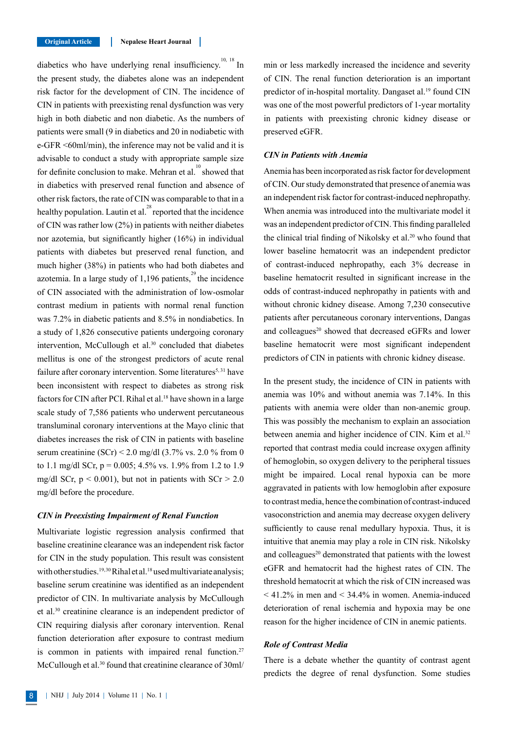diabetics who have underlying renal insufficiency.[10, 18] In the present study, the diabetes alone was an independent risk factor for the development of CIN. The incidence of CIN in patients with preexisting renal dysfunction was very high in both diabetic and non diabetic. As the numbers of patients were small (9 in diabetics and 20 in nodiabetic with e-GFR <60ml/min), the inference may not be valid and it is advisable to conduct a study with appropriate sample size for definite conclusion to make. Mehran et al.[10] showed that in diabetics with preserved renal function and absence of other risk factors, the rate of CIN was comparable to that in a healthy population. Lautin et al.[28] reported that the incidence of CIN was rather low (2%) in patients with neither diabetes nor azotemia, but significantly higher (16%) in individual patients with diabetes but preserved renal function, and much higher (38%) in patients who had both diabetes and azotemia. In a large study of 1,196 patients,[29] the incidence of CIN associated with the administration of low-osmolar contrast medium in patients with normal renal function was 7.2% in diabetic patients and 8.5% in nondiabetics. In a study of 1,826 consecutive patients undergoing coronary intervention, McCullough et al.[30] concluded that diabetes mellitus is one of the strongest predictors of acute renal failure after coronary intervention. Some literatures[5, 31] have been inconsistent with respect to diabetes as strong risk factors for CIN after PCI. Rihal et al.[18] have shown in a large scale study of 7,586 patients who underwent percutaneous transluminal coronary interventions at the Mayo clinic that diabetes increases the risk of CIN in patients with baseline serum creatinine (SCr) < 2.0 mg/dl (3.7% vs. 2.0 % from 0 to 1.1 mg/dl SCr, $p = 0.005$; 4.5% vs. 1.9% from 1.2 to 1.9 mg/dl SCr, $p < 0.001$), but not in patients with SCr > 2.0 mg/dl before the procedure.

### *CIN in Preexisting Impairment of Renal Function*

Multivariate logistic regression analysis confirmed that baseline creatinine clearance was an independent risk factor for CIN in the study population. This result was consistent with other studies.[19,30] Rihal et al.[18] used multivariate analysis; baseline serum creatinine was identified as an independent predictor of CIN. In multivariate analysis by McCullough et al.[30] creatinine clearance is an independent predictor of CIN requiring dialysis after coronary intervention. Renal function deterioration after exposure to contrast medium is common in patients with impaired renal function.[27] McCullough et al.[30] found that creatinine clearance of 30ml/min or less markedly increased the incidence and severity of CIN. The renal function deterioration is an important predictor of in-hospital mortality. Dangas et al.[19] found CIN was one of the most powerful predictors of 1-year mortality in patients with preexisting chronic kidney disease or preserved eGFR.

### *CIN in Patients with Anemia*

Anemia has been incorporated as risk factor for development of CIN. Our study demonstrated that presence of anemia was an independent risk factor for contrast-induced nephropathy. When anemia was introduced into the multivariate model it was an independent predictor of CIN. This finding paralleled the clinical trial finding of Nikolsky et al.[20] who found that lower baseline hematocrit was an independent predictor of contrast-induced nephropathy, each 3% decrease in baseline hematocrit resulted in significant increase in the odds of contrast-induced nephropathy in patients with and without chronic kidney disease. Among 7,230 consecutive patients after percutaneous coronary interventions, Dangas and colleagues[20] showed that decreased eGFRs and lower baseline hematocrit were most significant independent predictors of CIN in patients with chronic kidney disease.

In the present study, the incidence of CIN in patients with anemia was 10% and without anemia was 7.14%. In this patients with anemia were older than non-anemic group. This was possibly the mechanism to explain an association between anemia and higher incidence of CIN. Kim et al.[32] reported that contrast media could increase oxygen affinity of hemoglobin, so oxygen delivery to the peripheral tissues might be impaired. Local renal hypoxia can be more aggravated in patients with low hemoglobin after exposure to contrast media, hence the combination of contrast-induced vasoconstriction and anemia may decrease oxygen delivery sufficiently to cause renal medullary hypoxia. Thus, it is intuitive that anemia may play a role in CIN risk. Nikolsky and colleagues[20] demonstrated that patients with the lowest eGFR and hematocrit had the highest rates of CIN. The threshold hematocrit at which the risk of CIN increased was < 41.2% in men and < 34.4% in women. Anemia-induced deterioration of renal ischemia and hypoxia may be one reason for the higher incidence of CIN in anemic patients.

### *Role of Contrast Media*

There is a debate whether the quantity of contrast agent predicts the degree of renal dysfunction. Some studies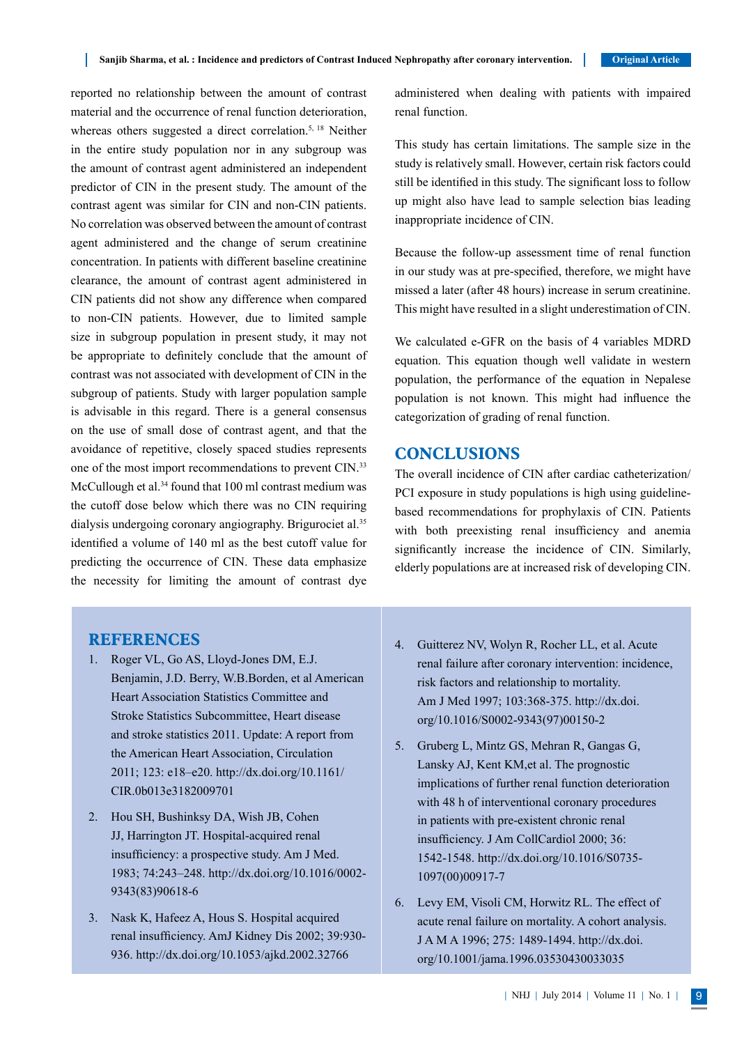reported no relationship between the amount of contrast material and the occurrence of renal function deterioration, whereas others suggested a direct correlation.[5, 18] Neither in the entire study population nor in any subgroup was the amount of contrast agent administered an independent predictor of CIN in the present study. The amount of the contrast agent was similar for CIN and non-CIN patients. No correlation was observed between the amount of contrast agent administered and the change of serum creatinine concentration. In patients with different baseline creatinine clearance, the amount of contrast agent administered in CIN patients did not show any difference when compared to non-CIN patients. However, due to limited sample size in subgroup population in present study, it may not be appropriate to definitely conclude that the amount of contrast was not associated with development of CIN in the subgroup of patients. Study with larger population sample is advisable in this regard. There is a general consensus on the use of small dose of contrast agent, and that the avoidance of repetitive, closely spaced studies represents one of the most import recommendations to prevent CIN.[33] McCullough et al.[34] found that 100 ml contrast medium was the cutoff dose below which there was no CIN requiring dialysis undergoing coronary angiography. Brigurociet al.[35] identified a volume of 140 ml as the best cutoff value for predicting the occurrence of CIN. These data emphasize the necessity for limiting the amount of contrast dye administered when dealing with patients with impaired renal function.

This study has certain limitations. The sample size in the study is relatively small. However, certain risk factors could still be identified in this study. The significant loss to follow up might also have lead to sample selection bias leading inappropriate incidence of CIN.

Because the follow-up assessment time of renal function in our study was at pre-specified, therefore, we might have missed a later (after 48 hours) increase in serum creatinine. This might have resulted in a slight underestimation of CIN.

We calculated e-GFR on the basis of 4 variables MDRD equation. This equation though well validate in western population, the performance of the equation in Nepalese population is not known. This might had influence the categorization of grading of renal function.

## CONCLUSIONS

The overall incidence of CIN after cardiac catheterization/PCI exposure in study populations is high using guideline-based recommendations for prophylaxis of CIN. Patients with both preexisting renal insufficiency and anemia significantly increase the incidence of CIN. Similarly, elderly populations are at increased risk of developing CIN.

## REFERENCES

1. Roger VL, Go AS, Lloyd-Jones DM, E.J. Benjamin, J.D. Berry, W.B.Borden, et al American Heart Association Statistics Committee and Stroke Statistics Subcommittee, Heart disease and stroke statistics 2011. Update: A report from the American Heart Association, Circulation 2011; 123: e18–e20. http://dx.doi.org/10.1161/CIR.0b013e3182009701
2. Hou SH, Bushinksy DA, Wish JB, Cohen JJ, Harrington JT. Hospital-acquired renal insufficiency: a prospective study. Am J Med. 1983; 74:243–248. http://dx.doi.org/10.1016/0002-9343(83)90618-6
3. Nask K, Hafeez A, Hous S. Hospital acquired renal insufficiency. AmJ Kidney Dis 2002; 39:930-936. http://dx.doi.org/10.1053/ajkd.2002.32766
4. Guitterez NV, Wolyn R, Rocher LL, et al. Acute renal failure after coronary intervention: incidence, risk factors and relationship to mortality. Am J Med 1997; 103:368-375. http://dx.doi.org/10.1016/S0002-9343(97)00150-2
5. Gruberg L, Mintz GS, Mehran R, Gangas G, Lansky AJ, Kent KM,et al. The prognostic implications of further renal function deterioration with 48 h of interventional coronary procedures in patients with pre-existent chronic renal insufficiency. J Am CollCardiol 2000; 36: 1542-1548. http://dx.doi.org/10.1016/S0735-1097(00)00917-7
6. Levy EM, Visoli CM, Horwitz RL. The effect of acute renal failure on mortality. A cohort analysis. J A M A 1996; 275: 1489-1494. http://dx.doi.org/10.1001/jama.1996.03530430033035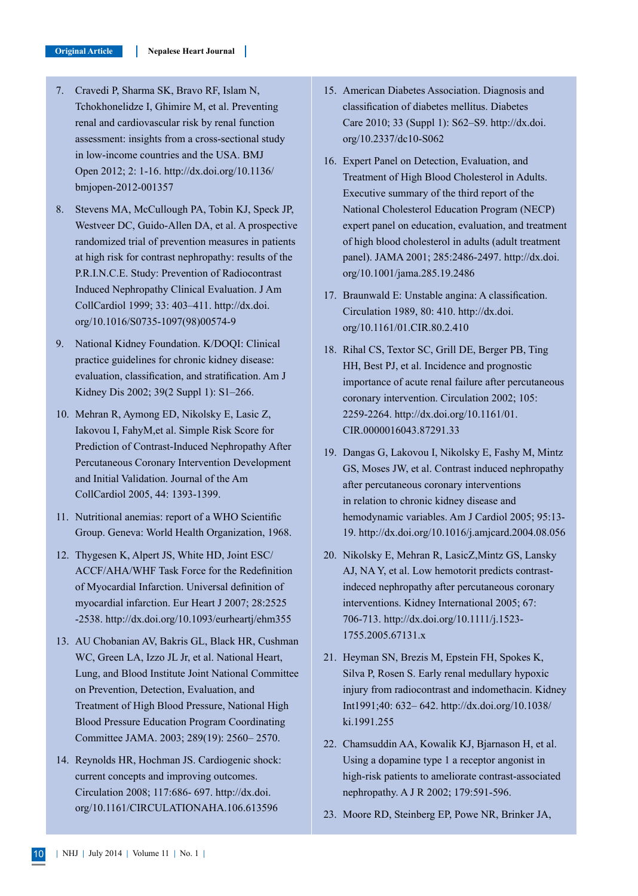7. Cravedi P, Sharma SK, Bravo RF, Islam N, Tchokhonelidze I, Ghimire M, et al. Preventing renal and cardiovascular risk by renal function assessment: insights from a cross-sectional study in low-income countries and the USA. BMJ Open 2012; 2: 1-16. http://dx.doi.org/10.1136/bmjopen-2012-001357

8. Stevens MA, McCullough PA, Tobin KJ, Speck JP, Westveer DC, Guido-Allen DA, et al. A prospective randomized trial of prevention measures in patients at high risk for contrast nephropathy: results of the P.R.I.N.C.E. Study: Prevention of Radiocontrast Induced Nephropathy Clinical Evaluation. J Am CollCardiol 1999; 33: 403–411. http://dx.doi.org/10.1016/S0735-1097(98)00574-9

9. National Kidney Foundation. K/DOQI: Clinical practice guidelines for chronic kidney disease: evaluation, classification, and stratification. Am J Kidney Dis 2002; 39(2 Suppl 1): S1–266.

10. Mehran R, Aymong ED, Nikolsky E, Lasic Z, Iakovou I, FahyM,et al. Simple Risk Score for Prediction of Contrast-Induced Nephropathy After Percutaneous Coronary Intervention Development and Initial Validation. Journal of the Am CollCardiol 2005, 44: 1393-1399.

11. Nutritional anemias: report of a WHO Scientific Group. Geneva: World Health Organization, 1968.

12. Thygesen K, Alpert JS, White HD, Joint ESC/ACCF/AHA/WHF Task Force for the Redefinition of Myocardial Infarction. Universal definition of myocardial infarction. Eur Heart J 2007; 28:2525 -2538. http://dx.doi.org/10.1093/eurheartj/ehm355

13. AU Chobanian AV, Bakris GL, Black HR, Cushman WC, Green LA, Izzo JL Jr, et al. National Heart, Lung, and Blood Institute Joint National Committee on Prevention, Detection, Evaluation, and Treatment of High Blood Pressure, National High Blood Pressure Education Program Coordinating Committee JAMA. 2003; 289(19): 2560– 2570.

14. Reynolds HR, Hochman JS. Cardiogenic shock: current concepts and improving outcomes. Circulation 2008; 117:686- 697. http://dx.doi.org/10.1161/CIRCULATIONAHA.106.613596

15. American Diabetes Association. Diagnosis and classification of diabetes mellitus. Diabetes Care 2010; 33 (Suppl 1): S62–S9. http://dx.doi.org/10.2337/dc10-S062

16. Expert Panel on Detection, Evaluation, and Treatment of High Blood Cholesterol in Adults. Executive summary of the third report of the National Cholesterol Education Program (NECP) expert panel on education, evaluation, and treatment of high blood cholesterol in adults (adult treatment panel). JAMA 2001; 285:2486-2497. http://dx.doi.org/10.1001/jama.285.19.2486

17. Braunwald E: Unstable angina: A classification. Circulation 1989, 80: 410. http://dx.doi.org/10.1161/01.CIR.80.2.410

18. Rihal CS, Textor SC, Grill DE, Berger PB, Ting HH, Best PJ, et al. Incidence and prognostic importance of acute renal failure after percutaneous coronary intervention. Circulation 2002; 105: 2259-2264. http://dx.doi.org/10.1161/01.CIR.0000016043.87291.33

19. Dangas G, Lakovou I, Nikolsky E, Fashy M, Mintz GS, Moses JW, et al. Contrast induced nephropathy after percutaneous coronary interventions in relation to chronic kidney disease and hemodynamic variables. Am J Cardiol 2005; 95:13-19. http://dx.doi.org/10.1016/j.amjcard.2004.08.056

20. Nikolsky E, Mehran R, LasicZ,Mintz GS, Lansky AJ, NA Y, et al. Low hemotorit predicts contrast-indeced nephropathy after percutaneous coronary interventions. Kidney International 2005; 67: 706-713. http://dx.doi.org/10.1111/j.1523-1755.2005.67131.x

21. Heyman SN, Brezis M, Epstein FH, Spokes K, Silva P, Rosen S. Early renal medullary hypoxic injury from radiocontrast and indomethacin. Kidney Int1991;40: 632– 642. http://dx.doi.org/10.1038/ki.1991.255

22. Chamsuddin AA, Kowalik KJ, Bjarnason H, et al. Using a dopamine type 1 a receptor angonist in high-risk patients to ameliorate contrast-associated nephropathy. A J R 2002; 179:591-596.

23. Moore RD, Steinberg EP, Powe NR, Brinker JA,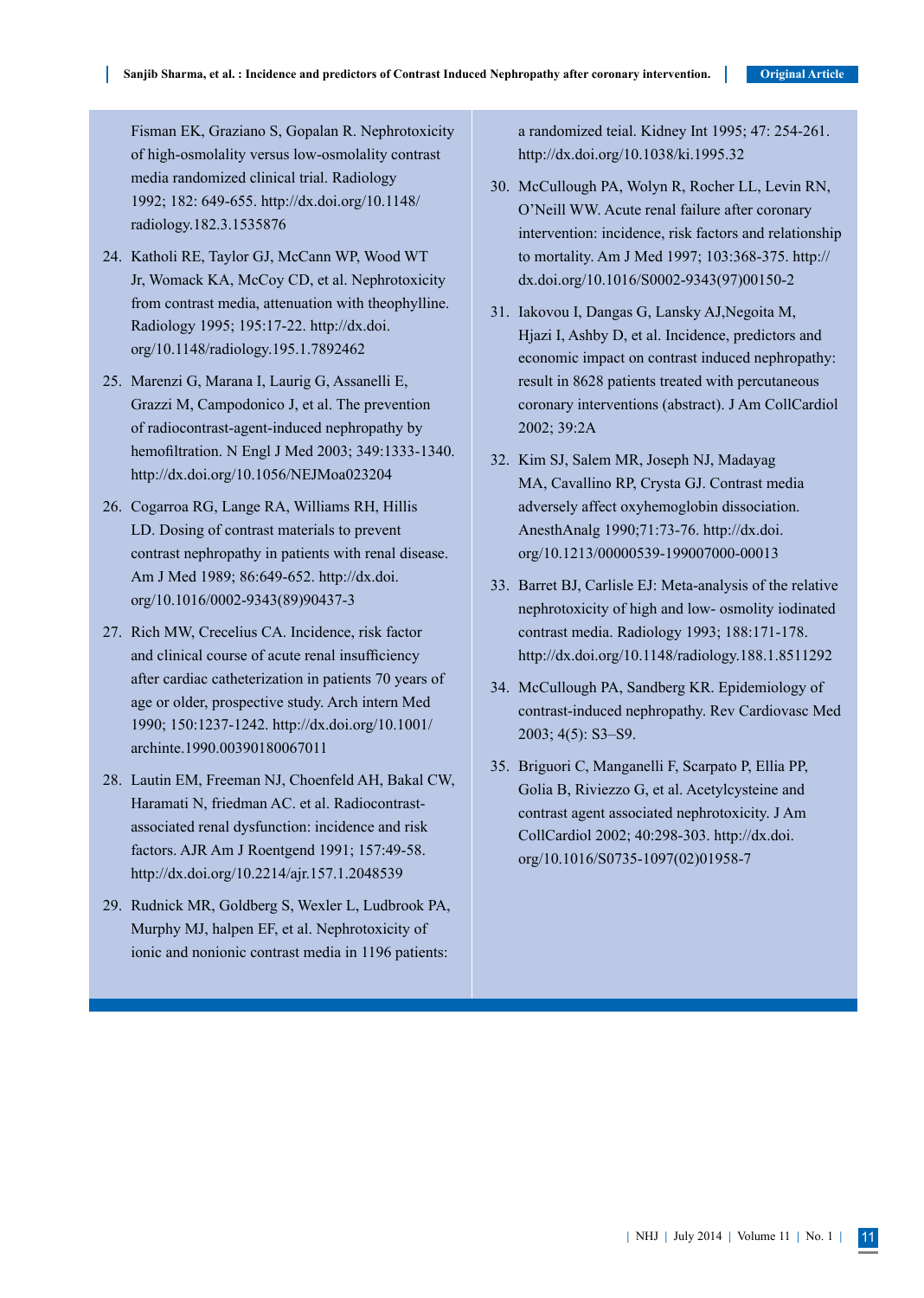Fisman EK, Graziano S, Gopalan R. Nephrotoxicity of high-osmolality versus low-osmolality contrast media randomized clinical trial. Radiology 1992; 182: 649-655. http://dx.doi.org/10.1148/radiology.182.3.1535876

24. Katholi RE, Taylor GJ, McCann WP, Wood WT Jr, Womack KA, McCoy CD, et al. Nephrotoxicity from contrast media, attenuation with theophylline. Radiology 1995; 195:17-22. http://dx.doi.org/10.1148/radiology.195.1.7892462

25. Marenzi G, Marana I, Laurig G, Assanelli E, Grazzi M, Campodonico J, et al. The prevention of radiocontrast-agent-induced nephropathy by hemofiltration. N Engl J Med 2003; 349:1333-1340. http://dx.doi.org/10.1056/NEJMoa023204

26. Cogarroa RG, Lange RA, Williams RH, Hillis LD. Dosing of contrast materials to prevent contrast nephropathy in patients with renal disease. Am J Med 1989; 86:649-652. http://dx.doi.org/10.1016/0002-9343(89)90437-3

27. Rich MW, Crecelius CA. Incidence, risk factor and clinical course of acute renal insufficiency after cardiac catheterization in patients 70 years of age or older, prospective study. Arch intern Med 1990; 150:1237-1242. http://dx.doi.org/10.1001/archinte.1990.00390180067011

28. Lautin EM, Freeman NJ, Choenfeld AH, Bakal CW, Haramati N, friedman AC. et al. Radiocontrast-associated renal dysfunction: incidence and risk factors. AJR Am J Roentgend 1991; 157:49-58. http://dx.doi.org/10.2214/ajr.157.1.2048539

29. Rudnick MR, Goldberg S, Wexler L, Ludbrook PA, Murphy MJ, halpen EF, et al. Nephrotoxicity of ionic and nonionic contrast media in 1196 patients: a randomized teial. Kidney Int 1995; 47: 254-261. http://dx.doi.org/10.1038/ki.1995.32

30. McCullough PA, Wolyn R, Rocher LL, Levin RN, O'Neill WW. Acute renal failure after coronary intervention: incidence, risk factors and relationship to mortality. Am J Med 1997; 103:368-375. http://dx.doi.org/10.1016/S0002-9343(97)00150-2

31. Iakovou I, Dangas G, Lansky AJ,Negoita M, Hjazi I, Ashby D, et al. Incidence, predictors and economic impact on contrast induced nephropathy: result in 8628 patients treated with percutaneous coronary interventions (abstract). J Am CollCardiol 2002; 39:2A

32. Kim SJ, Salem MR, Joseph NJ, Madayag MA, Cavallino RP, Crysta GJ. Contrast media adversely affect oxyhemoglobin dissociation. AnesthAnalg 1990;71:73-76. http://dx.doi.org/10.1213/00000539-199007000-00013

33. Barret BJ, Carlisle EJ: Meta-analysis of the relative nephrotoxicity of high and low- osmolity iodinated contrast media. Radiology 1993; 188:171-178. http://dx.doi.org/10.1148/radiology.188.1.8511292

34. McCullough PA, Sandberg KR. Epidemiology of contrast-induced nephropathy. Rev Cardiovasc Med 2003; 4(5): S3–S9.

35. Briguori C, Manganelli F, Scarpato P, Ellia PP, Golia B, Riviezzo G, et al. Acetylcysteine and contrast agent associated nephrotoxicity. J Am CollCardiol 2002; 40:298-303. http://dx.doi.org/10.1016/S0735-1097(02)01958-7